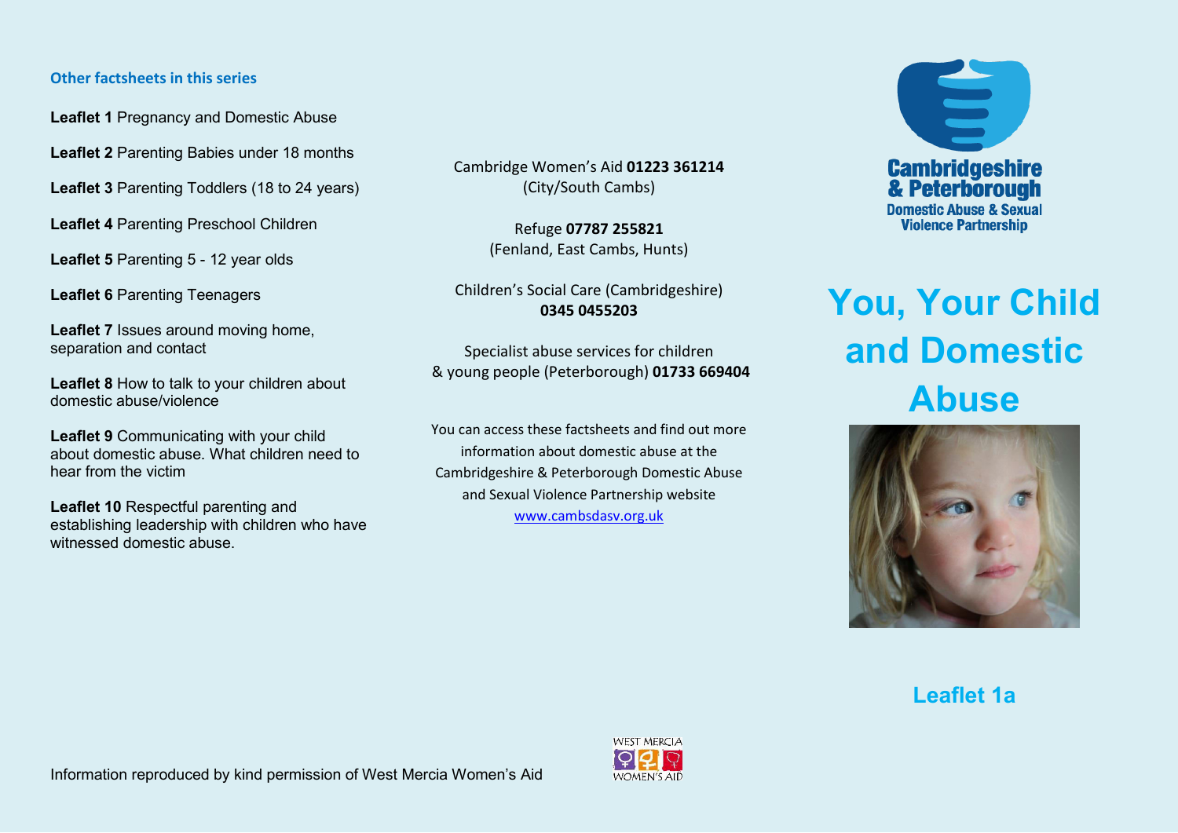**Other factsheets in this series**

**Leaflet 1** Pregnancy and Domestic Abuse

**Leaflet 2** Parenting Babies under 18 months

**Leaflet 3** Parenting Toddlers (18 to 24 years)

**Leaflet 4** Parenting Preschool Children

**Leaflet 5** Parenting 5 - 12 year olds

**Leaflet 6** Parenting Teenagers

**Leaflet 7** Issues around moving home, separation and contact

**Leaflet 8** How to talk to your children about domestic abuse/violence

**Leaflet 9** Communicating with your child about domestic abuse. What children need to hear from the victim

**Leaflet 10** Respectful parenting and establishing leadership with children who have witnessed domestic abuse.

Information reproduced by kind permission of West Mercia Women's Aid

WEST MERCIA WOMEN'S AID

Cambridge Women's Aid **01223 361214**
(City/South Cambs)

Refuge **07787 255821**
(Fenland, East Cambs, Hunts)

Children's Social Care (Cambridgeshire)
**0345 0455203**

Specialist abuse services for children & young people (Peterborough) **01733 669404**

You can access these factsheets and find out more information about domestic abuse at the Cambridgeshire & Peterborough Domestic Abuse and Sexual Violence Partnership website
www.cambsdasv.org.uk

**Cambridgeshire & Peterborough**
**Domestic Abuse & Sexual Violence Partnership**

# You, Your Child and Domestic Abuse

## Leaflet 1a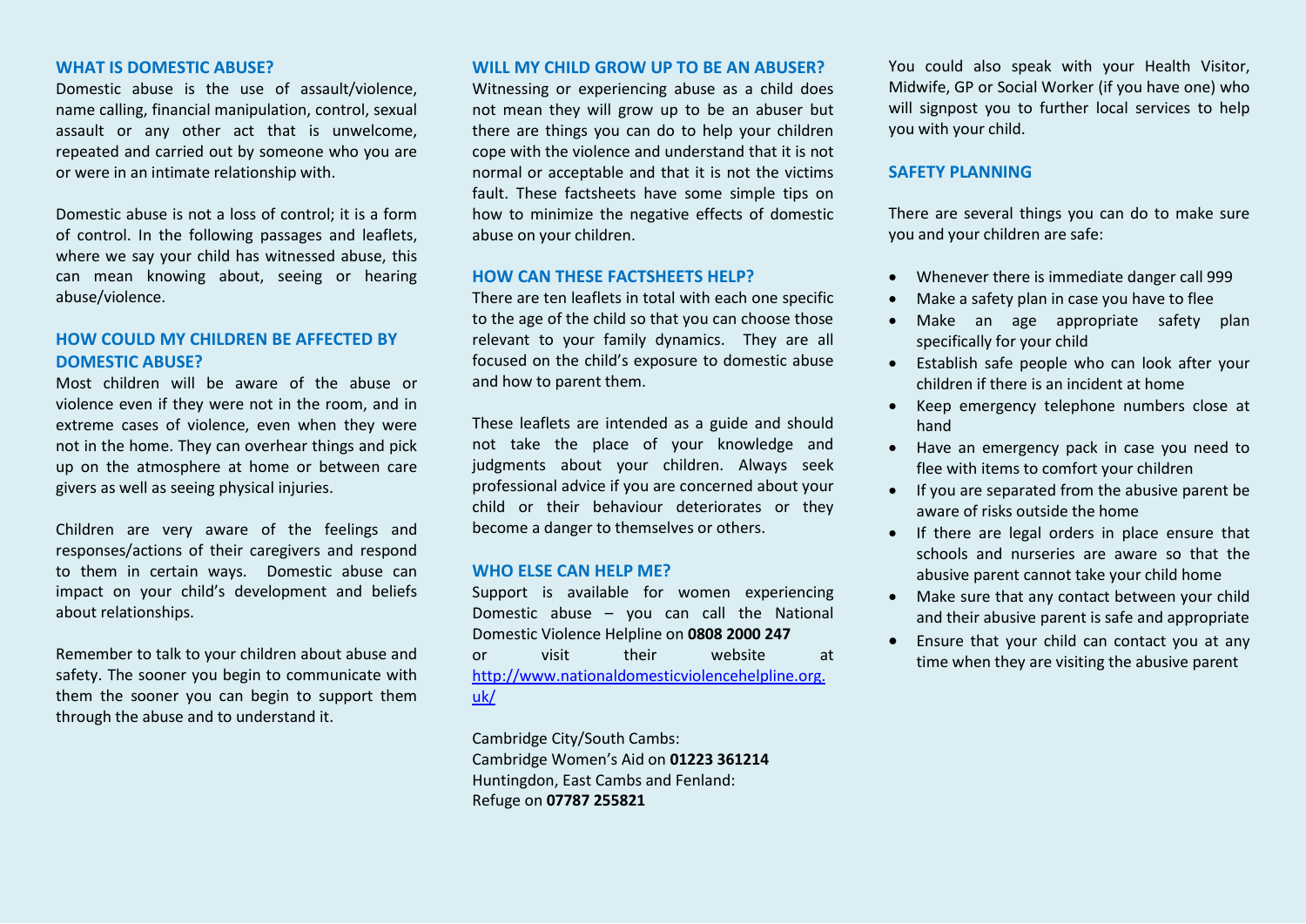## WHAT IS DOMESTIC ABUSE?

Domestic abuse is the use of assault/violence, name calling, financial manipulation, control, sexual assault or any other act that is unwelcome, repeated and carried out by someone who you are or were in an intimate relationship with.

Domestic abuse is not a loss of control; it is a form of control. In the following passages and leaflets, where we say your child has witnessed abuse, this can mean knowing about, seeing or hearing abuse/violence.

## HOW COULD MY CHILDREN BE AFFECTED BY DOMESTIC ABUSE?

Most children will be aware of the abuse or violence even if they were not in the room, and in extreme cases of violence, even when they were not in the home. They can overhear things and pick up on the atmosphere at home or between care givers as well as seeing physical injuries.

Children are very aware of the feelings and responses/actions of their caregivers and respond to them in certain ways. Domestic abuse can impact on your child's development and beliefs about relationships.

Remember to talk to your children about abuse and safety. The sooner you begin to communicate with them the sooner you can begin to support them through the abuse and to understand it.

## WILL MY CHILD GROW UP TO BE AN ABUSER?

Witnessing or experiencing abuse as a child does not mean they will grow up to be an abuser but there are things you can do to help your children cope with the violence and understand that it is not normal or acceptable and that it is not the victims fault. These factsheets have some simple tips on how to minimize the negative effects of domestic abuse on your children.

## HOW CAN THESE FACTSHEETS HELP?

There are ten leaflets in total with each one specific to the age of the child so that you can choose those relevant to your family dynamics. They are all focused on the child's exposure to domestic abuse and how to parent them.

These leaflets are intended as a guide and should not take the place of your knowledge and judgments about your children. Always seek professional advice if you are concerned about your child or their behaviour deteriorates or they become a danger to themselves or others.

## WHO ELSE CAN HELP ME?

Support is available for women experiencing Domestic abuse – you can call the National Domestic Violence Helpline on **0808 2000 247** or visit their website at http://www.nationaldomesticviolencehelpline.org.uk/

Cambridge City/South Cambs:
Cambridge Women's Aid on **01223 361214**
Huntingdon, East Cambs and Fenland:
Refuge on **07787 255821**

You could also speak with your Health Visitor, Midwife, GP or Social Worker (if you have one) who will signpost you to further local services to help you with your child.

## SAFETY PLANNING

There are several things you can do to make sure you and your children are safe:

- Whenever there is immediate danger call 999
- Make a safety plan in case you have to flee
- Make an age appropriate safety plan specifically for your child
- Establish safe people who can look after your children if there is an incident at home
- Keep emergency telephone numbers close at hand
- Have an emergency pack in case you need to flee with items to comfort your children
- If you are separated from the abusive parent be aware of risks outside the home
- If there are legal orders in place ensure that schools and nurseries are aware so that the abusive parent cannot take your child home
- Make sure that any contact between your child and their abusive parent is safe and appropriate
- Ensure that your child can contact you at any time when they are visiting the abusive parent